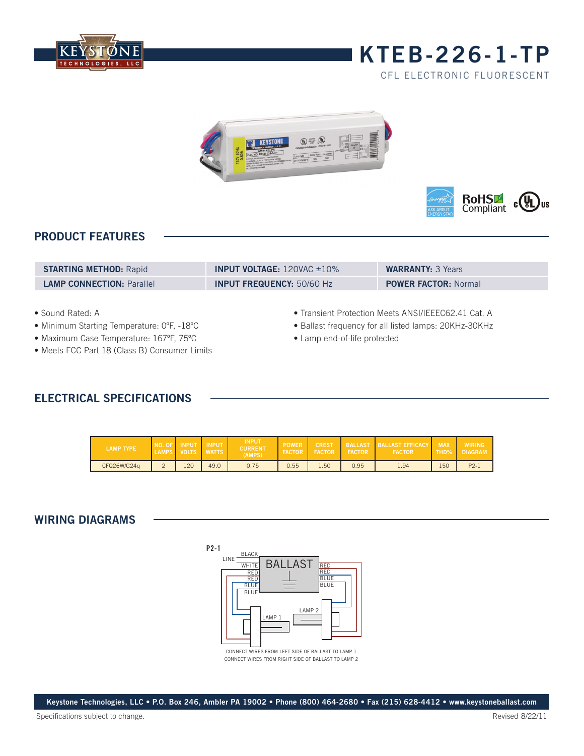# KTEB-226-1-TP

CFL ELECTRONIC FLUORESCENT

## PRODUCT FEATURES

| | | |
|---|---|---|
| **STARTING METHOD:** Rapid | **INPUT VOLTAGE:** 120VAC ±10% | **WARRANTY:** 3 Years |
| **LAMP CONNECTION:** Parallel | **INPUT FREQUENCY:** 50/60 Hz | **POWER FACTOR:** Normal |

- Sound Rated: A
- Minimum Starting Temperature: 0ºF, -18ºC
- Maximum Case Temperature: 167ºF, 75ºC
- Meets FCC Part 18 (Class B) Consumer Limits
- Transient Protection Meets ANSI/IEEEC62.41 Cat. A
- Ballast frequency for all listed lamps: 20KHz-30KHz
- Lamp end-of-life protected

## ELECTRICAL SPECIFICATIONS

| LAMP TYPE | NO. OF LAMPS | INPUT VOLTS | INPUT WATTS | INPUT CURRENT (AMPS) | POWER FACTOR | CREST FACTOR | BALLAST FACTOR | BALLAST EFFICACY FACTOR | MAX THD% | WIRING DIAGRAM |
|---|---|---|---|---|---|---|---|---|---|---|
| CFQ26W/G24q | 2 | 120 | 49.0 | 0.75 | 0.55 | 1.50 | 0.95 | 1.94 | 150 | P2-1 |

## WIRING DIAGRAMS

**P2-1**

LINE: BLACK, WHITE

BALLAST

Left side: RED, RED, BLUE, BLUE — LAMP 1

Right side: RED, RED, BLUE, BLUE — LAMP 2

CONNECT WIRES FROM LEFT SIDE OF BALLAST TO LAMP 1
CONNECT WIRES FROM RIGHT SIDE OF BALLAST TO LAMP 2

Keystone Technologies, LLC • P.O. Box 246, Ambler PA 19002 • Phone (800) 464-2680 • Fax (215) 628-4412 • www.keystoneballast.com

Specifications subject to change. Revised 8/22/11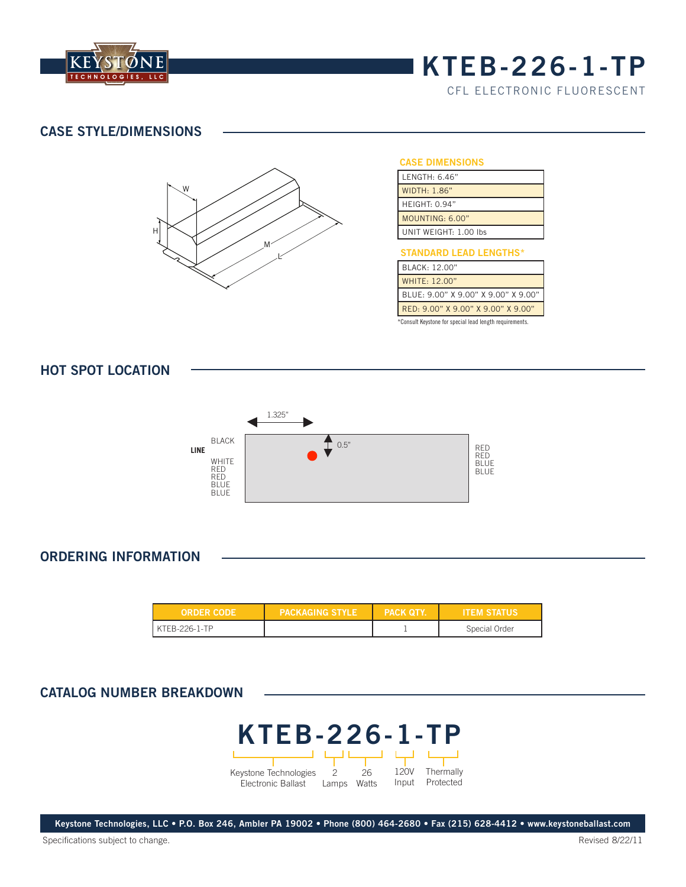# KTEB-226-1-TP

CFL ELECTRONIC FLUORESCENT

## CASE STYLE/DIMENSIONS

W
H
M
L

### CASE DIMENSIONS

| | |
|---|
| LENGTH: 6.46" |
| WIDTH: 1.86" |
| HEIGHT: 0.94" |
| MOUNTING: 6.00" |
| UNIT WEIGHT: 1.00 lbs |

### STANDARD LEAD LENGTHS*

| |
|---|
| BLACK: 12.00" |
| WHITE: 12.00" |
| BLUE: 9.00" X 9.00" X 9.00" X 9.00" |
| RED: 9.00" X 9.00" X 9.00" X 9.00" |

*Consult Keystone for special lead length requirements.

## HOT SPOT LOCATION

1.325"
0.5"

LINE
BLACK
WHITE
RED
RED
BLUE
BLUE

RED
RED
BLUE
BLUE

## ORDERING INFORMATION

| ORDER CODE | PACKAGING STYLE | PACK QTY. | ITEM STATUS |
|---|---|---|---|
| KTEB-226-1-TP | | 1 | Special Order |

## CATALOG NUMBER BREAKDOWN

**KTEB-226-1-TP**

- KTEB: Keystone Technologies Electronic Ballast
- 2: 2 Lamps
- 26: 26 Watts
- 1: 120V Input
- TP: Thermally Protected

Keystone Technologies, LLC • P.O. Box 246, Ambler PA 19002 • Phone (800) 464-2680 • Fax (215) 628-4412 • www.keystoneballast.com

Specifications subject to change.

Revised 8/22/11